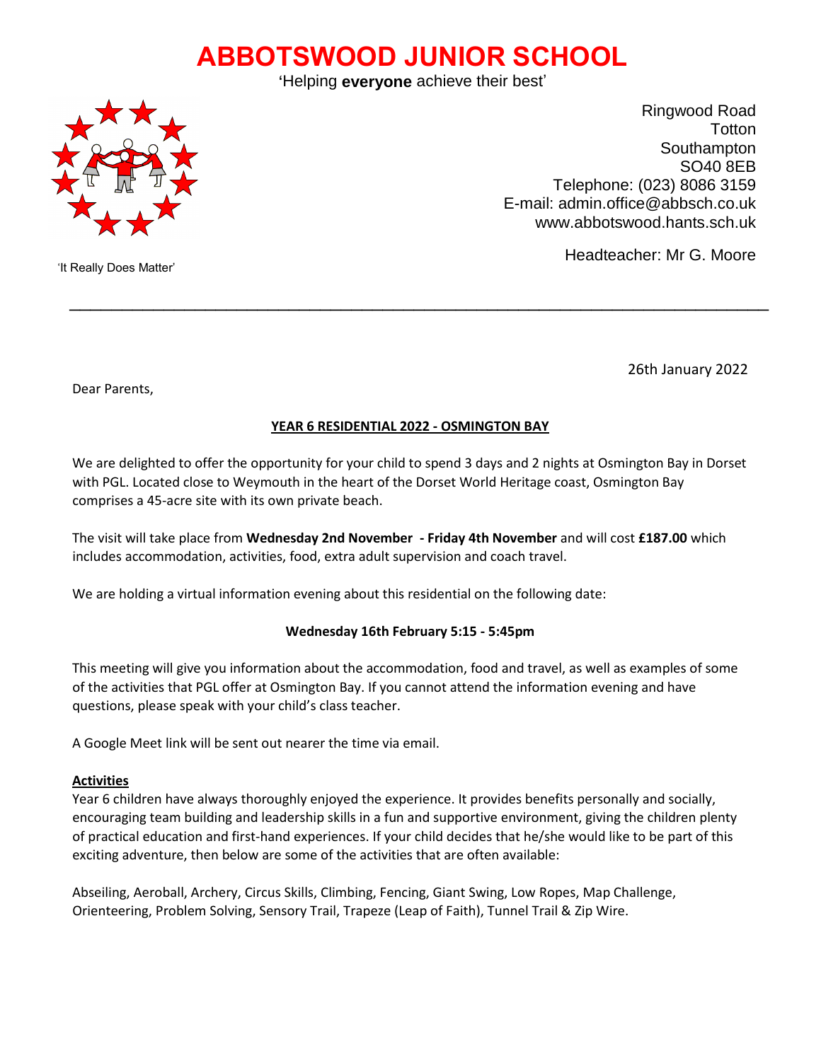# ABBOTSWOOD JUNIOR SCHOOL

'Helping **everyone** achieve their best'

'It Really Does Matter'

Ringwood Road
Totton
Southampton
SO40 8EB
Telephone: (023) 8086 3159
E-mail: admin.office@abbsch.co.uk
www.abbotswood.hants.sch.uk

Headteacher: Mr G. Moore

---

26th January 2022

Dear Parents,

**YEAR 6 RESIDENTIAL 2022 - OSMINGTON BAY**

We are delighted to offer the opportunity for your child to spend 3 days and 2 nights at Osmington Bay in Dorset with PGL. Located close to Weymouth in the heart of the Dorset World Heritage coast, Osmington Bay comprises a 45-acre site with its own private beach.

The visit will take place from **Wednesday 2nd November - Friday 4th November** and will cost **£187.00** which includes accommodation, activities, food, extra adult supervision and coach travel.

We are holding a virtual information evening about this residential on the following date:

**Wednesday 16th February 5:15 - 5:45pm**

This meeting will give you information about the accommodation, food and travel, as well as examples of some of the activities that PGL offer at Osmington Bay. If you cannot attend the information evening and have questions, please speak with your child's class teacher.

A Google Meet link will be sent out nearer the time via email.

**Activities**

Year 6 children have always thoroughly enjoyed the experience. It provides benefits personally and socially, encouraging team building and leadership skills in a fun and supportive environment, giving the children plenty of practical education and first-hand experiences. If your child decides that he/she would like to be part of this exciting adventure, then below are some of the activities that are often available:

Abseiling, Aeroball, Archery, Circus Skills, Climbing, Fencing, Giant Swing, Low Ropes, Map Challenge, Orienteering, Problem Solving, Sensory Trail, Trapeze (Leap of Faith), Tunnel Trail & Zip Wire.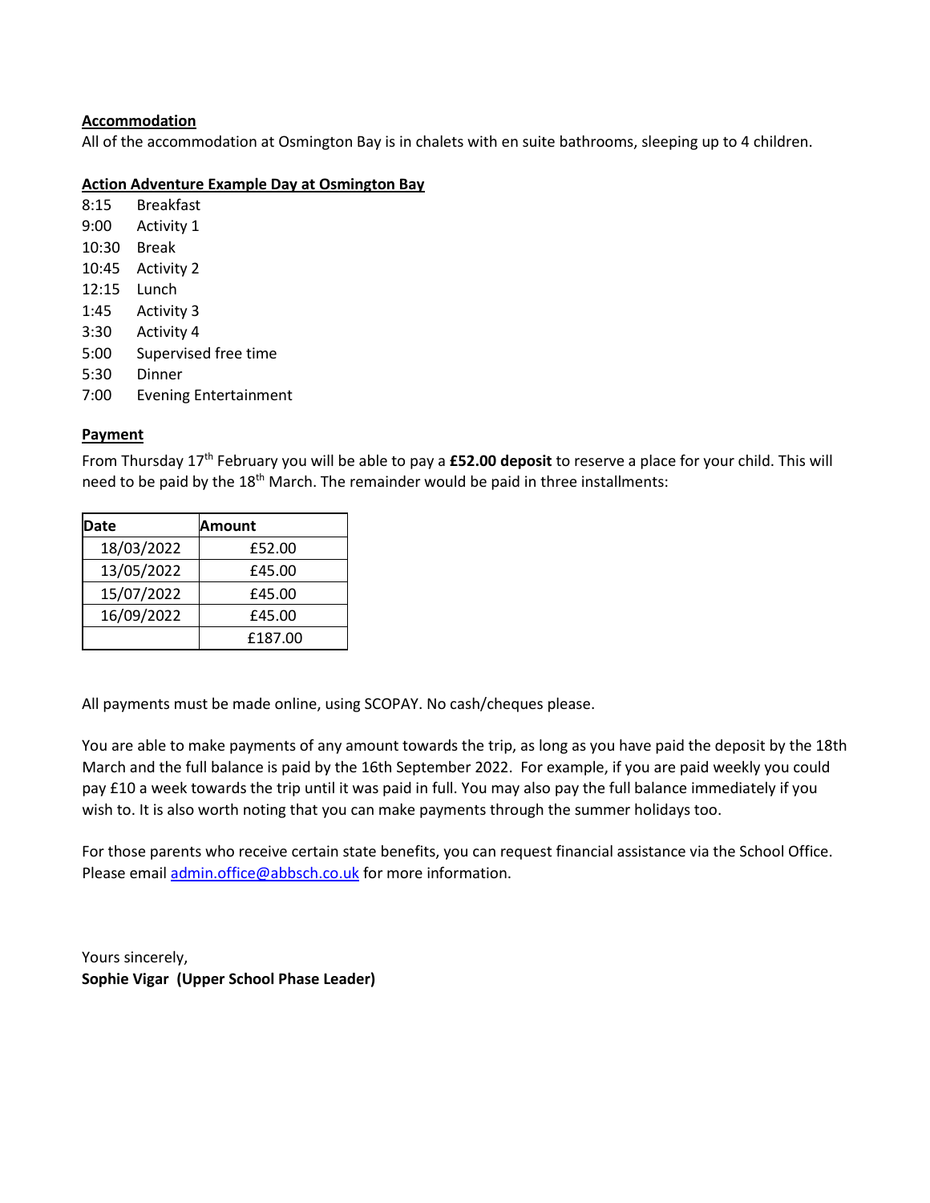**Accommodation**

All of the accommodation at Osmington Bay is in chalets with en suite bathrooms, sleeping up to 4 children.

**Action Adventure Example Day at Osmington Bay**

8:15 Breakfast
9:00 Activity 1
10:30 Break
10:45 Activity 2
12:15 Lunch
1:45 Activity 3
3:30 Activity 4
5:00 Supervised free time
5:30 Dinner
7:00 Evening Entertainment

**Payment**

From Thursday 17th February you will be able to pay a **£52.00 deposit** to reserve a place for your child. This will need to be paid by the 18th March. The remainder would be paid in three installments:

| Date | Amount |
|---|---|
| 18/03/2022 | £52.00 |
| 13/05/2022 | £45.00 |
| 15/07/2022 | £45.00 |
| 16/09/2022 | £45.00 |
| | £187.00 |

All payments must be made online, using SCOPAY. No cash/cheques please.

You are able to make payments of any amount towards the trip, as long as you have paid the deposit by the 18th March and the full balance is paid by the 16th September 2022. For example, if you are paid weekly you could pay £10 a week towards the trip until it was paid in full. You may also pay the full balance immediately if you wish to. It is also worth noting that you can make payments through the summer holidays too.

For those parents who receive certain state benefits, you can request financial assistance via the School Office. Please email admin.office@abbsch.co.uk for more information.

Yours sincerely,
**Sophie Vigar (Upper School Phase Leader)**